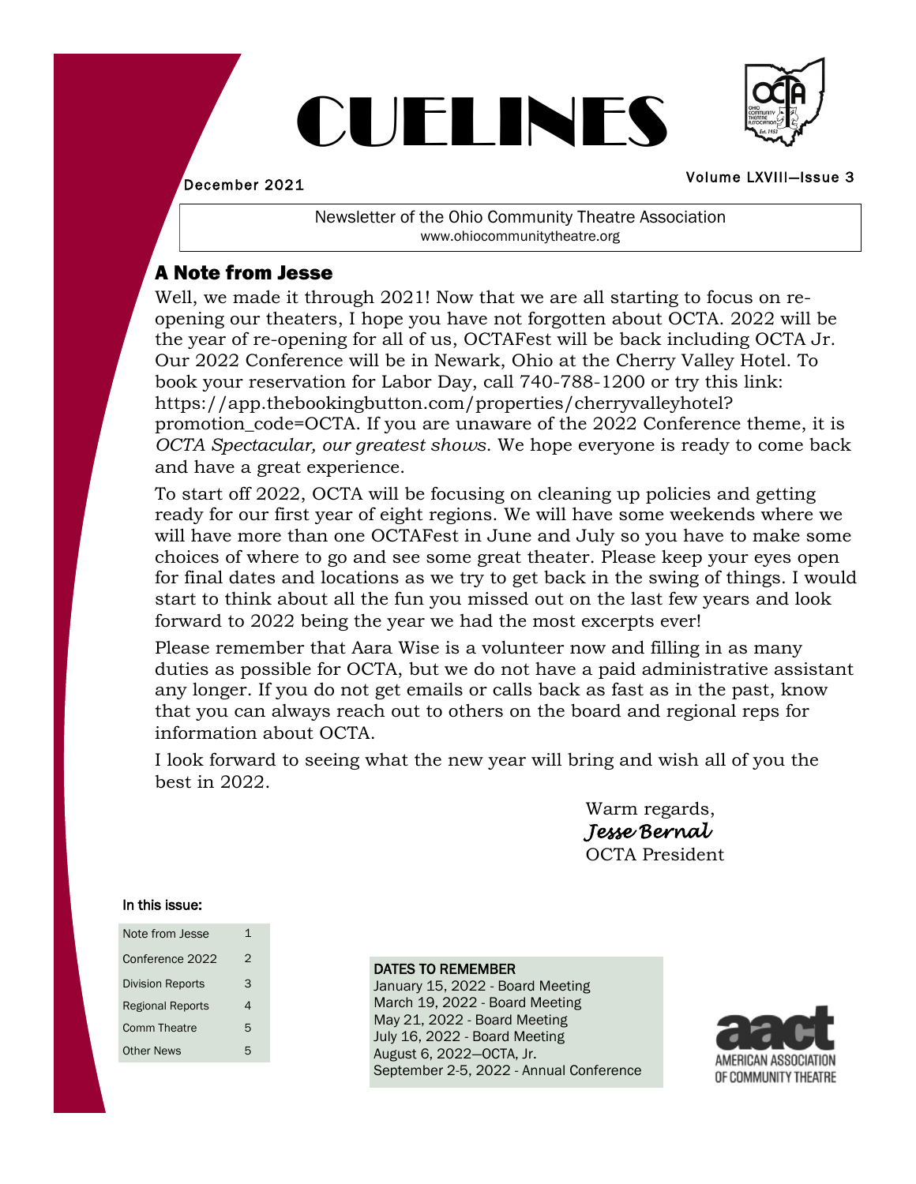# CUELINES

December 2021

Volume LXVIII—Issue 3

Newsletter of the Ohio Community Theatre Association
www.ohiocommunitytheatre.org

## A Note from Jesse

Well, we made it through 2021! Now that we are all starting to focus on re-opening our theaters, I hope you have not forgotten about OCTA. 2022 will be the year of re-opening for all of us, OCTAFest will be back including OCTA Jr. Our 2022 Conference will be in Newark, Ohio at the Cherry Valley Hotel. To book your reservation for Labor Day, call 740-788-1200 or try this link: https://app.thebookingbutton.com/properties/cherryvalleyhotel?promotion_code=OCTA. If you are unaware of the 2022 Conference theme, it is *OCTA Spectacular, our greatest shows*. We hope everyone is ready to come back and have a great experience.

To start off 2022, OCTA will be focusing on cleaning up policies and getting ready for our first year of eight regions. We will have some weekends where we will have more than one OCTAFest in June and July so you have to make some choices of where to go and see some great theater. Please keep your eyes open for final dates and locations as we try to get back in the swing of things. I would start to think about all the fun you missed out on the last few years and look forward to 2022 being the year we had the most excerpts ever!

Please remember that Aara Wise is a volunteer now and filling in as many duties as possible for OCTA, but we do not have a paid administrative assistant any longer. If you do not get emails or calls back as fast as in the past, know that you can always reach out to others on the board and regional reps for information about OCTA.

I look forward to seeing what the new year will bring and wish all of you the best in 2022.

Warm regards,
*Jesse Bernal*
OCTA President

**In this issue:**

| | |
|---|---|
| Note from Jesse | 1 |
| Conference 2022 | 2 |
| Division Reports | 3 |
| Regional Reports | 4 |
| Comm Theatre | 5 |
| Other News | 5 |

**DATES TO REMEMBER**
January 15, 2022 - Board Meeting
March 19, 2022 - Board Meeting
May 21, 2022 - Board Meeting
July 16, 2022 - Board Meeting
August 6, 2022—OCTA, Jr.
September 2-5, 2022 - Annual Conference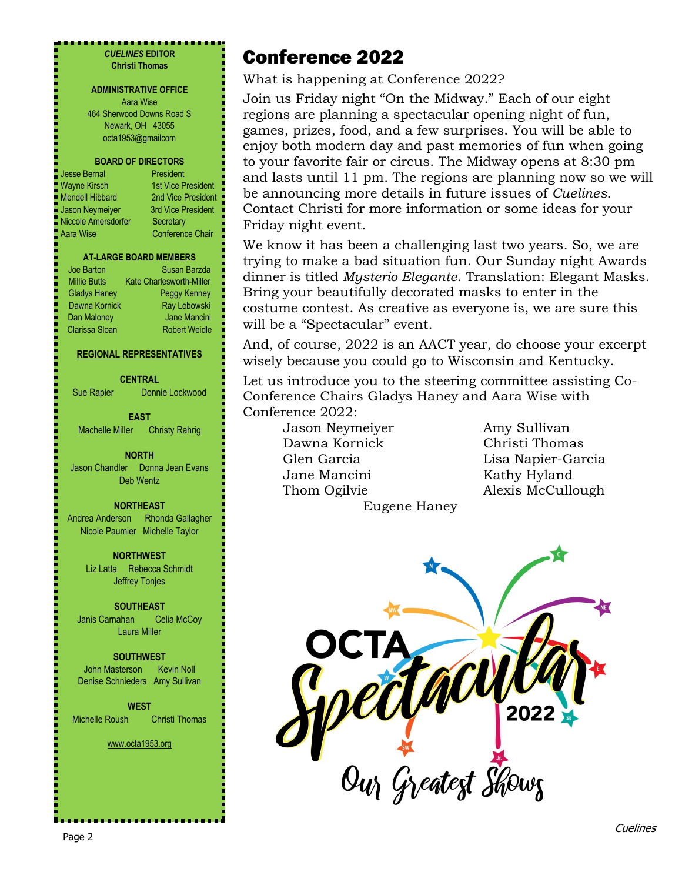**_CUELINES_ EDITOR**
**Christi Thomas**

**ADMINISTRATIVE OFFICE**
Aara Wise
464 Sherwood Downs Road S
Newark, OH 43055
octa1953@gmailcom

**BOARD OF DIRECTORS**

| | |
|---|---|
| Jesse Bernal | President |
| Wayne Kirsch | 1st Vice President |
| Mendell Hibbard | 2nd Vice President |
| Jason Neymeiyer | 3rd Vice President |
| Niccole Amersdorfer | Secretary |
| Aara Wise | Conference Chair |

**AT-LARGE BOARD MEMBERS**

| | |
|---|---|
| Joe Barton | Susan Barzda |
| Millie Butts | Kate Charlesworth-Miller |
| Gladys Haney | Peggy Kenney |
| Dawna Kornick | Ray Lebowski |
| Dan Maloney | Jane Mancini |
| Clarissa Sloan | Robert Weidle |

**REGIONAL REPRESENTATIVES**

**CENTRAL**
Sue Rapier Donnie Lockwood

**EAST**
Machelle Miller Christy Rahrig

**NORTH**
Jason Chandler Donna Jean Evans
Deb Wentz

**NORTHEAST**
Andrea Anderson Rhonda Gallagher
Nicole Paumier Michelle Taylor

**NORTHWEST**
Liz Latta Rebecca Schmidt
Jeffrey Tonjes

**SOUTHEAST**
Janis Carnahan Celia McCoy
Laura Miller

**SOUTHWEST**
John Masterson Kevin Noll
Denise Schnieders Amy Sullivan

**WEST**
Michelle Roush Christi Thomas

www.octa1953.org

# Conference 2022

What is happening at Conference 2022?

Join us Friday night "On the Midway." Each of our eight regions are planning a spectacular opening night of fun, games, prizes, food, and a few surprises. You will be able to enjoy both modern day and past memories of fun when going to your favorite fair or circus. The Midway opens at 8:30 pm and lasts until 11 pm. The regions are planning now so we will be announcing more details in future issues of *Cuelines*. Contact Christi for more information or some ideas for your Friday night event.

We know it has been a challenging last two years. So, we are trying to make a bad situation fun. Our Sunday night Awards dinner is titled *Mysterio Elegante*. Translation: Elegant Masks. Bring your beautifully decorated masks to enter in the costume contest. As creative as everyone is, we are sure this will be a "Spectacular" event.

And, of course, 2022 is an AACT year, do choose your excerpt wisely because you could go to Wisconsin and Kentucky.

Let us introduce you to the steering committee assisting Co-Conference Chairs Gladys Haney and Aara Wise with Conference 2022:

| | |
|---|---|
| Jason Neymeiyer | Amy Sullivan |
| Dawna Kornick | Christi Thomas |
| Glen Garcia | Lisa Napier-Garcia |
| Jane Mancini | Kathy Hyland |
| Thom Ogilvie | Alexis McCullough |

Eugene Haney

OCTA Spectacular 2022
Our Greatest Shows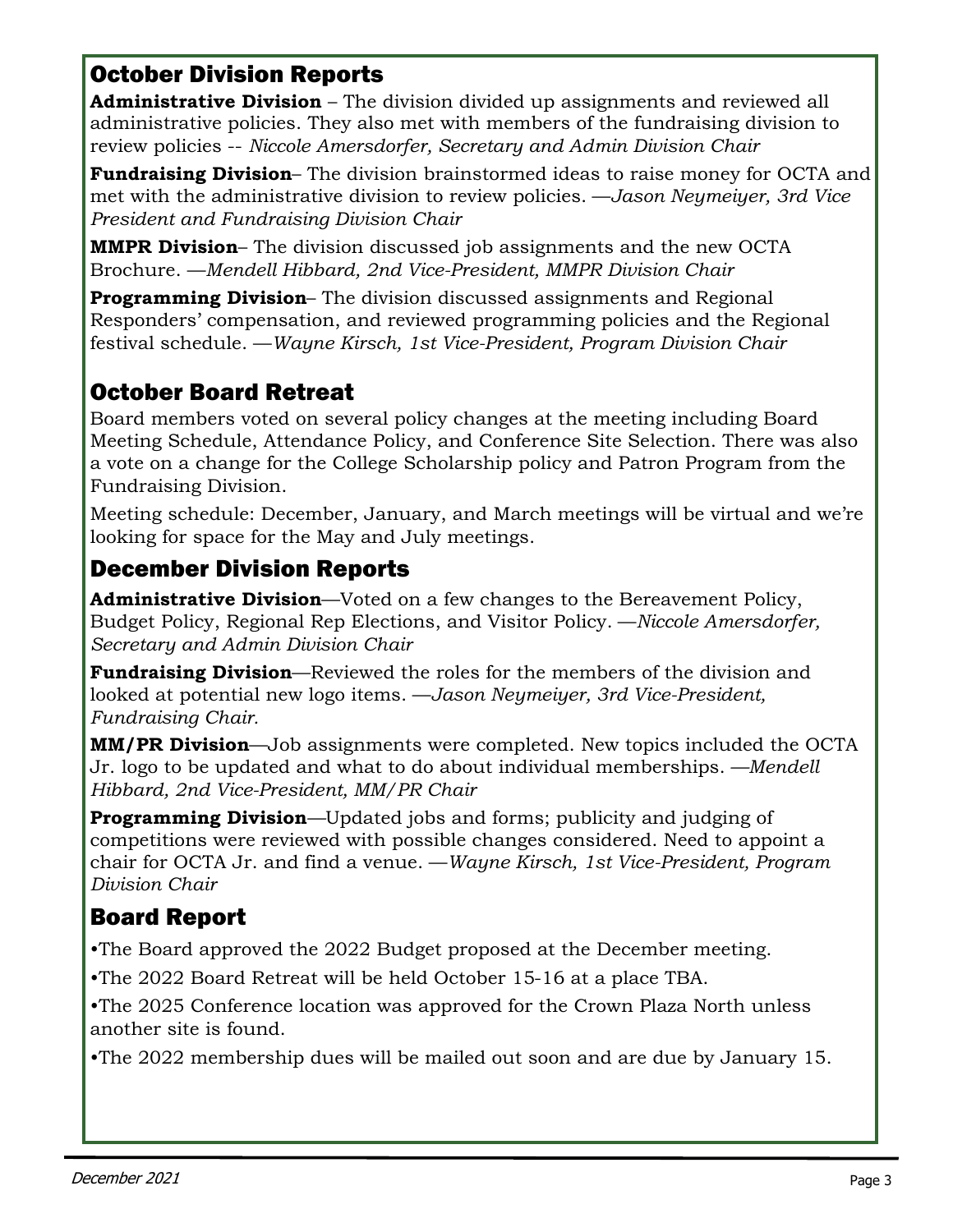## October Division Reports

**Administrative Division** – The division divided up assignments and reviewed all administrative policies. They also met with members of the fundraising division to review policies -- *Niccole Amersdorfer, Secretary and Admin Division Chair*

**Fundraising Division**– The division brainstormed ideas to raise money for OCTA and met with the administrative division to review policies. —*Jason Neymeiyer, 3rd Vice President and Fundraising Division Chair*

**MMPR Division**– The division discussed job assignments and the new OCTA Brochure. —*Mendell Hibbard, 2nd Vice-President, MMPR Division Chair*

**Programming Division**– The division discussed assignments and Regional Responders' compensation, and reviewed programming policies and the Regional festival schedule. —*Wayne Kirsch, 1st Vice-President, Program Division Chair*

## October Board Retreat

Board members voted on several policy changes at the meeting including Board Meeting Schedule, Attendance Policy, and Conference Site Selection. There was also a vote on a change for the College Scholarship policy and Patron Program from the Fundraising Division.

Meeting schedule: December, January, and March meetings will be virtual and we're looking for space for the May and July meetings.

## December Division Reports

**Administrative Division**—Voted on a few changes to the Bereavement Policy, Budget Policy, Regional Rep Elections, and Visitor Policy. —*Niccole Amersdorfer, Secretary and Admin Division Chair*

**Fundraising Division**—Reviewed the roles for the members of the division and looked at potential new logo items. —*Jason Neymeiyer, 3rd Vice-President, Fundraising Chair.*

**MM/PR Division**—Job assignments were completed. New topics included the OCTA Jr. logo to be updated and what to do about individual memberships. —*Mendell Hibbard, 2nd Vice-President, MM/PR Chair*

**Programming Division**—Updated jobs and forms; publicity and judging of competitions were reviewed with possible changes considered. Need to appoint a chair for OCTA Jr. and find a venue. —*Wayne Kirsch, 1st Vice-President, Program Division Chair*

## Board Report

•The Board approved the 2022 Budget proposed at the December meeting.

•The 2022 Board Retreat will be held October 15-16 at a place TBA.

•The 2025 Conference location was approved for the Crown Plaza North unless another site is found.

•The 2022 membership dues will be mailed out soon and are due by January 15.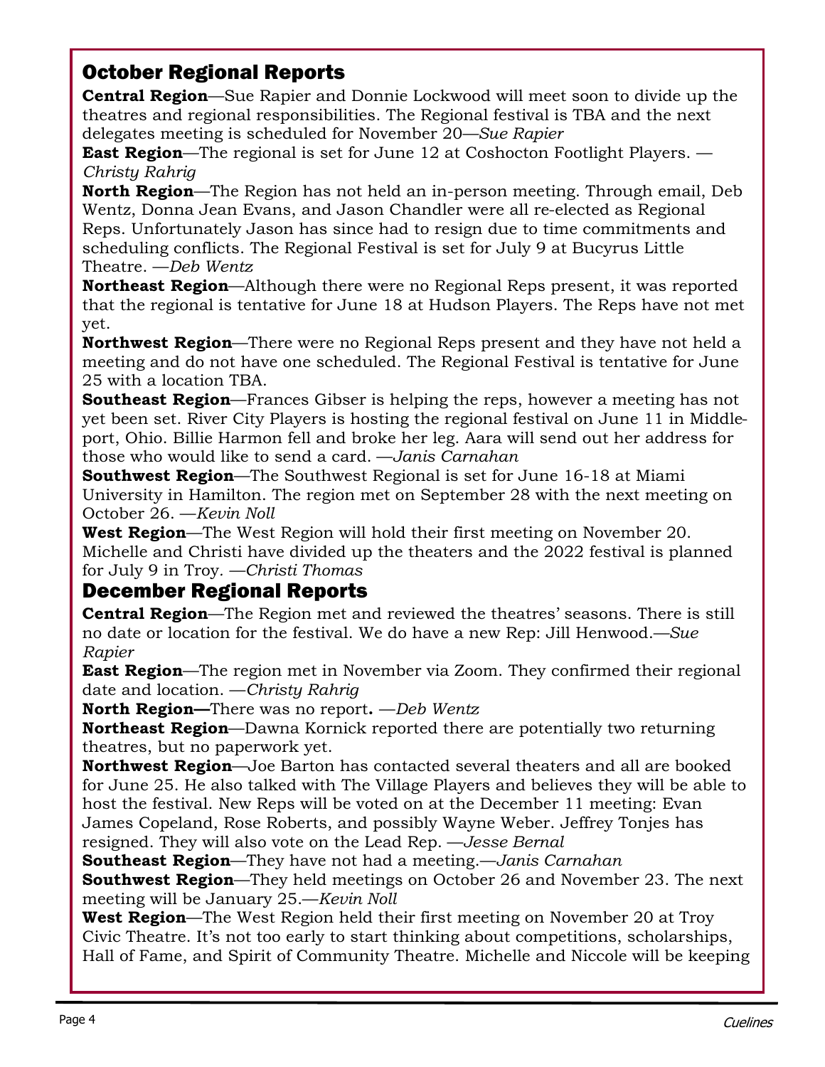## October Regional Reports

**Central Region**—Sue Rapier and Donnie Lockwood will meet soon to divide up the theatres and regional responsibilities. The Regional festival is TBA and the next delegates meeting is scheduled for November 20—*Sue Rapier*

**East Region**—The regional is set for June 12 at Coshocton Footlight Players. —*Christy Rahrig*

**North Region**—The Region has not held an in-person meeting. Through email, Deb Wentz, Donna Jean Evans, and Jason Chandler were all re-elected as Regional Reps. Unfortunately Jason has since had to resign due to time commitments and scheduling conflicts. The Regional Festival is set for July 9 at Bucyrus Little Theatre. —*Deb Wentz*

**Northeast Region**—Although there were no Regional Reps present, it was reported that the regional is tentative for June 18 at Hudson Players. The Reps have not met yet.

**Northwest Region**—There were no Regional Reps present and they have not held a meeting and do not have one scheduled. The Regional Festival is tentative for June 25 with a location TBA.

**Southeast Region**—Frances Gibser is helping the reps, however a meeting has not yet been set. River City Players is hosting the regional festival on June 11 in Middleport, Ohio. Billie Harmon fell and broke her leg. Aara will send out her address for those who would like to send a card. —*Janis Carnahan*

**Southwest Region**—The Southwest Regional is set for June 16-18 at Miami University in Hamilton. The region met on September 28 with the next meeting on October 26. —*Kevin Noll*

**West Region**—The West Region will hold their first meeting on November 20. Michelle and Christi have divided up the theaters and the 2022 festival is planned for July 9 in Troy. —*Christi Thomas*

## December Regional Reports

**Central Region**—The Region met and reviewed the theatres' seasons. There is still no date or location for the festival. We do have a new Rep: Jill Henwood.—*Sue Rapier*

**East Region**—The region met in November via Zoom. They confirmed their regional date and location. —*Christy Rahrig*

**North Region—**There was no report**.** —*Deb Wentz*

**Northeast Region**—Dawna Kornick reported there are potentially two returning theatres, but no paperwork yet.

**Northwest Region**—Joe Barton has contacted several theaters and all are booked for June 25. He also talked with The Village Players and believes they will be able to host the festival. New Reps will be voted on at the December 11 meeting: Evan James Copeland, Rose Roberts, and possibly Wayne Weber. Jeffrey Tonjes has resigned. They will also vote on the Lead Rep. —*Jesse Bernal*

**Southeast Region**—They have not had a meeting.—*Janis Carnahan*

**Southwest Region**—They held meetings on October 26 and November 23. The next meeting will be January 25.—*Kevin Noll*

**West Region**—The West Region held their first meeting on November 20 at Troy Civic Theatre. It's not too early to start thinking about competitions, scholarships, Hall of Fame, and Spirit of Community Theatre. Michelle and Niccole will be keeping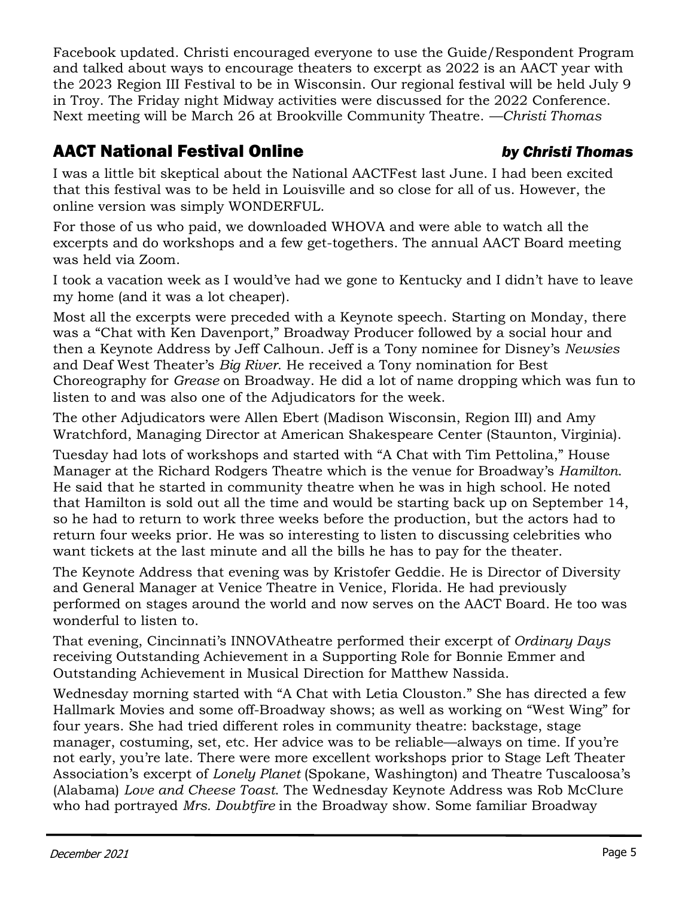Facebook updated. Christi encouraged everyone to use the Guide/Respondent Program and talked about ways to encourage theaters to excerpt as 2022 is an AACT year with the 2023 Region III Festival to be in Wisconsin. Our regional festival will be held July 9 in Troy. The Friday night Midway activities were discussed for the 2022 Conference. Next meeting will be March 26 at Brookville Community Theatre. —*Christi Thomas*

## AACT National Festival Online *by Christi Thomas*

I was a little bit skeptical about the National AACTFest last June. I had been excited that this festival was to be held in Louisville and so close for all of us. However, the online version was simply WONDERFUL.

For those of us who paid, we downloaded WHOVA and were able to watch all the excerpts and do workshops and a few get-togethers. The annual AACT Board meeting was held via Zoom.

I took a vacation week as I would've had we gone to Kentucky and I didn't have to leave my home (and it was a lot cheaper).

Most all the excerpts were preceded with a Keynote speech. Starting on Monday, there was a "Chat with Ken Davenport," Broadway Producer followed by a social hour and then a Keynote Address by Jeff Calhoun. Jeff is a Tony nominee for Disney's *Newsies* and Deaf West Theater's *Big River*. He received a Tony nomination for Best Choreography for *Grease* on Broadway. He did a lot of name dropping which was fun to listen to and was also one of the Adjudicators for the week.

The other Adjudicators were Allen Ebert (Madison Wisconsin, Region III) and Amy Wratchford, Managing Director at American Shakespeare Center (Staunton, Virginia).

Tuesday had lots of workshops and started with "A Chat with Tim Pettolina," House Manager at the Richard Rodgers Theatre which is the venue for Broadway's *Hamilton*. He said that he started in community theatre when he was in high school. He noted that Hamilton is sold out all the time and would be starting back up on September 14, so he had to return to work three weeks before the production, but the actors had to return four weeks prior. He was so interesting to listen to discussing celebrities who want tickets at the last minute and all the bills he has to pay for the theater.

The Keynote Address that evening was by Kristofer Geddie. He is Director of Diversity and General Manager at Venice Theatre in Venice, Florida. He had previously performed on stages around the world and now serves on the AACT Board. He too was wonderful to listen to.

That evening, Cincinnati's INNOVAtheatre performed their excerpt of *Ordinary Days* receiving Outstanding Achievement in a Supporting Role for Bonnie Emmer and Outstanding Achievement in Musical Direction for Matthew Nassida.

Wednesday morning started with "A Chat with Letia Clouston." She has directed a few Hallmark Movies and some off-Broadway shows; as well as working on "West Wing" for four years. She had tried different roles in community theatre: backstage, stage manager, costuming, set, etc. Her advice was to be reliable—always on time. If you're not early, you're late. There were more excellent workshops prior to Stage Left Theater Association's excerpt of *Lonely Planet* (Spokane, Washington) and Theatre Tuscaloosa's (Alabama) *Love and Cheese Toast*. The Wednesday Keynote Address was Rob McClure who had portrayed *Mrs. Doubtfire* in the Broadway show. Some familiar Broadway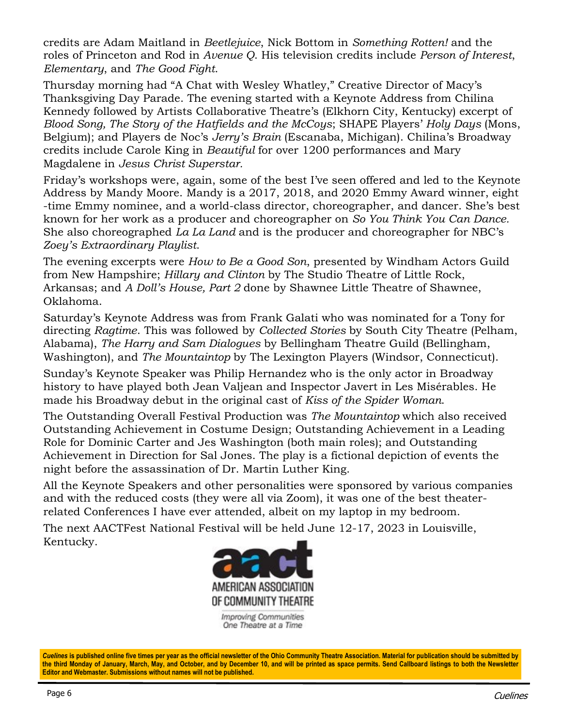credits are Adam Maitland in *Beetlejuice*, Nick Bottom in *Something Rotten!* and the roles of Princeton and Rod in *Avenue Q*. His television credits include *Person of Interest*, *Elementary*, and *The Good Fight*.

Thursday morning had "A Chat with Wesley Whatley," Creative Director of Macy's Thanksgiving Day Parade. The evening started with a Keynote Address from Chilina Kennedy followed by Artists Collaborative Theatre's (Elkhorn City, Kentucky) excerpt of *Blood Song, The Story of the Hatfields and the McCoys*; SHAPE Players' *Holy Days* (Mons, Belgium); and Players de Noc's *Jerry's Brain* (Escanaba, Michigan). Chilina's Broadway credits include Carole King in *Beautiful* for over 1200 performances and Mary Magdalene in *Jesus Christ Superstar*.

Friday's workshops were, again, some of the best I've seen offered and led to the Keynote Address by Mandy Moore. Mandy is a 2017, 2018, and 2020 Emmy Award winner, eight -time Emmy nominee, and a world-class director, choreographer, and dancer. She's best known for her work as a producer and choreographer on *So You Think You Can Dance*. She also choreographed *La La Land* and is the producer and choreographer for NBC's *Zoey's Extraordinary Playlist*.

The evening excerpts were *How to Be a Good Son*, presented by Windham Actors Guild from New Hampshire; *Hillary and Clinton* by The Studio Theatre of Little Rock, Arkansas; and *A Doll's House, Part 2* done by Shawnee Little Theatre of Shawnee, Oklahoma.

Saturday's Keynote Address was from Frank Galati who was nominated for a Tony for directing *Ragtime*. This was followed by *Collected Stories* by South City Theatre (Pelham, Alabama), *The Harry and Sam Dialogues* by Bellingham Theatre Guild (Bellingham, Washington), and *The Mountaintop* by The Lexington Players (Windsor, Connecticut).

Sunday's Keynote Speaker was Philip Hernandez who is the only actor in Broadway history to have played both Jean Valjean and Inspector Javert in Les Misérables. He made his Broadway debut in the original cast of *Kiss of the Spider Woman*.

The Outstanding Overall Festival Production was *The Mountaintop* which also received Outstanding Achievement in Costume Design; Outstanding Achievement in a Leading Role for Dominic Carter and Jes Washington (both main roles); and Outstanding Achievement in Direction for Sal Jones. The play is a fictional depiction of events the night before the assassination of Dr. Martin Luther King.

All the Keynote Speakers and other personalities were sponsored by various companies and with the reduced costs (they were all via Zoom), it was one of the best theater-related Conferences I have ever attended, albeit on my laptop in my bedroom.

The next AACTFest National Festival will be held June 12-17, 2023 in Louisville, Kentucky.

aact
AMERICAN ASSOCIATION OF COMMUNITY THEATRE
*Improving Communities One Theatre at a Time*

***Cuelines*** **is published online five times per year as the official newsletter of the Ohio Community Theatre Association. Material for publication should be submitted by the third Monday of January, March, May, and October, and by December 10, and will be printed as space permits. Send Callboard listings to both the Newsletter Editor and Webmaster. Submissions without names will not be published.**